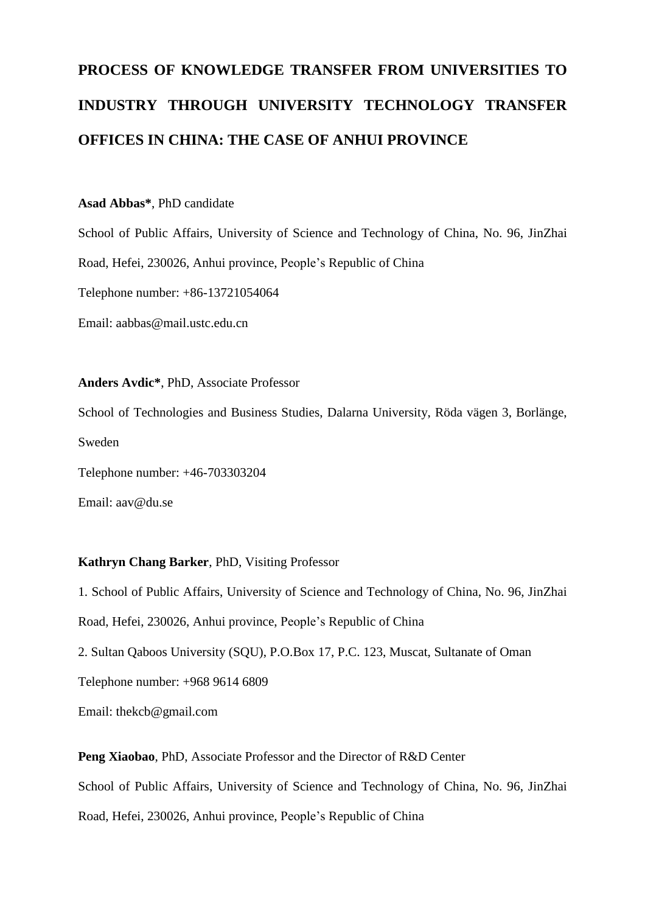# PROCESS OF KNOWLEDGE TRANSFER FROM UNIVERSITIES TO INDUSTRY THROUGH UNIVERSITY TECHNOLOGY TRANSFER OFFICES IN CHINA: THE CASE OF ANHUI PROVINCE

**Asad Abbas***, PhD candidate

School of Public Affairs, University of Science and Technology of China, No. 96, JinZhai Road, Hefei, 230026, Anhui province, People's Republic of China

Telephone number: +86-13721054064

Email: aabbas@mail.ustc.edu.cn

**Anders Avdic***, PhD, Associate Professor

School of Technologies and Business Studies, Dalarna University, Röda vägen 3, Borlänge, Sweden

Telephone number: +46-703303204

Email: aav@du.se

**Kathryn Chang Barker**, PhD, Visiting Professor

1. School of Public Affairs, University of Science and Technology of China, No. 96, JinZhai Road, Hefei, 230026, Anhui province, People's Republic of China

2. Sultan Qaboos University (SQU), P.O.Box 17, P.C. 123, Muscat, Sultanate of Oman

Telephone number: +968 9614 6809

Email: thekcb@gmail.com

**Peng Xiaobao**, PhD, Associate Professor and the Director of R&D Center

School of Public Affairs, University of Science and Technology of China, No. 96, JinZhai Road, Hefei, 230026, Anhui province, People's Republic of China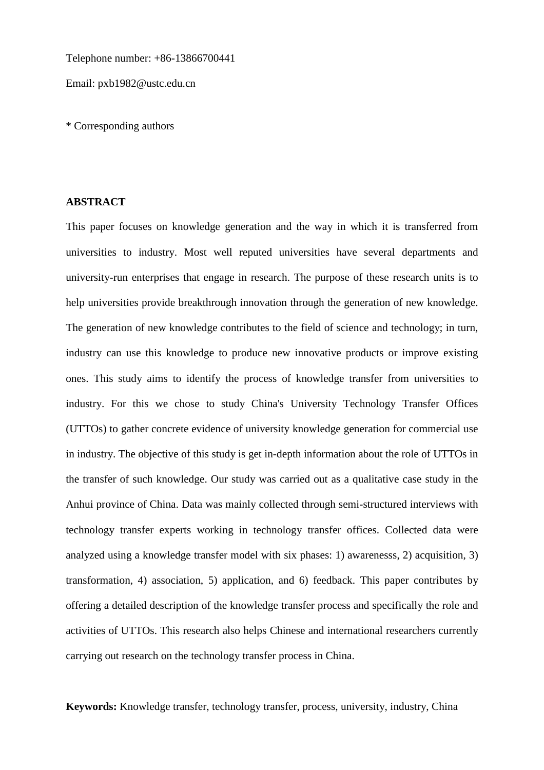Telephone number: +86-13866700441

Email: pxb1982@ustc.edu.cn

* Corresponding authors

**ABSTRACT**

This paper focuses on knowledge generation and the way in which it is transferred from universities to industry. Most well reputed universities have several departments and university-run enterprises that engage in research. The purpose of these research units is to help universities provide breakthrough innovation through the generation of new knowledge. The generation of new knowledge contributes to the field of science and technology; in turn, industry can use this knowledge to produce new innovative products or improve existing ones. This study aims to identify the process of knowledge transfer from universities to industry. For this we chose to study China's University Technology Transfer Offices (UTTOs) to gather concrete evidence of university knowledge generation for commercial use in industry. The objective of this study is get in-depth information about the role of UTTOs in the transfer of such knowledge. Our study was carried out as a qualitative case study in the Anhui province of China. Data was mainly collected through semi-structured interviews with technology transfer experts working in technology transfer offices. Collected data were analyzed using a knowledge transfer model with six phases: 1) awarenesss, 2) acquisition, 3) transformation, 4) association, 5) application, and 6) feedback. This paper contributes by offering a detailed description of the knowledge transfer process and specifically the role and activities of UTTOs. This research also helps Chinese and international researchers currently carrying out research on the technology transfer process in China.

**Keywords:** Knowledge transfer, technology transfer, process, university, industry, China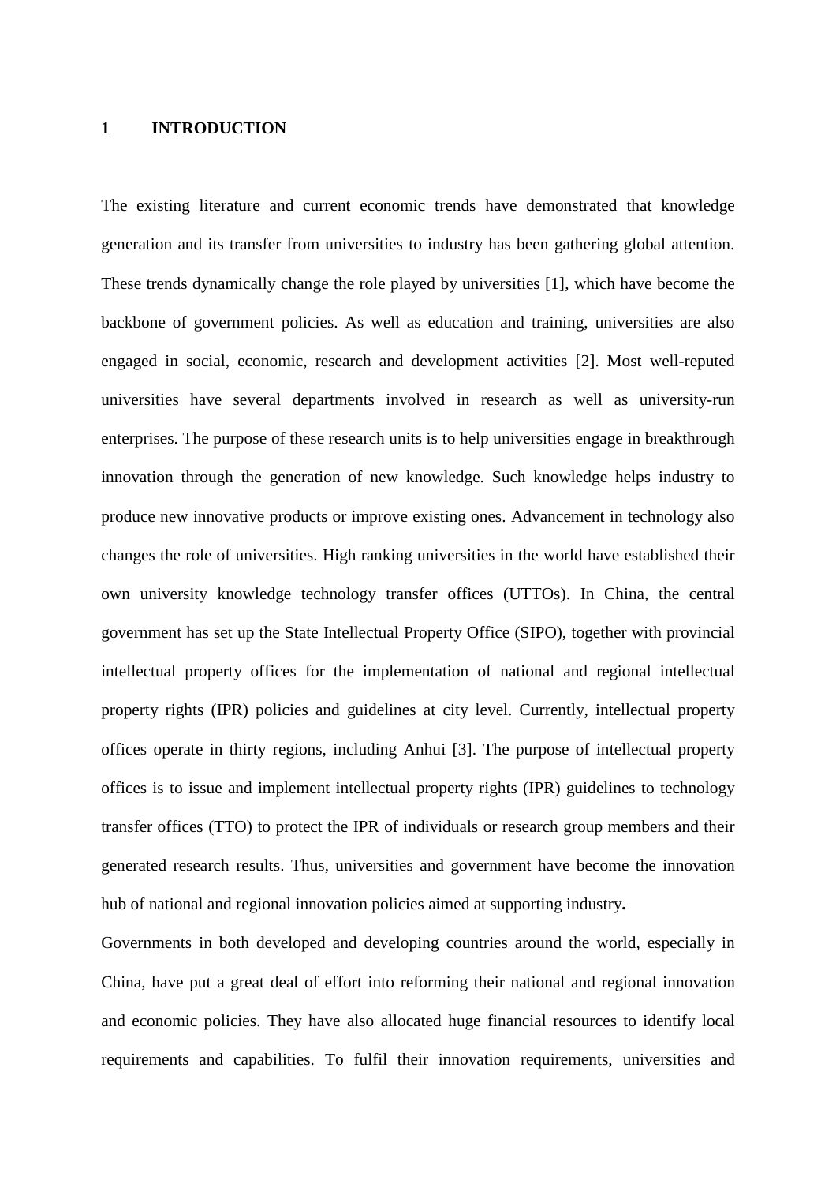# 1 INTRODUCTION

The existing literature and current economic trends have demonstrated that knowledge generation and its transfer from universities to industry has been gathering global attention. These trends dynamically change the role played by universities [1], which have become the backbone of government policies. As well as education and training, universities are also engaged in social, economic, research and development activities [2]. Most well-reputed universities have several departments involved in research as well as university-run enterprises. The purpose of these research units is to help universities engage in breakthrough innovation through the generation of new knowledge. Such knowledge helps industry to produce new innovative products or improve existing ones. Advancement in technology also changes the role of universities. High ranking universities in the world have established their own university knowledge technology transfer offices (UTTOs). In China, the central government has set up the State Intellectual Property Office (SIPO), together with provincial intellectual property offices for the implementation of national and regional intellectual property rights (IPR) policies and guidelines at city level. Currently, intellectual property offices operate in thirty regions, including Anhui [3]. The purpose of intellectual property offices is to issue and implement intellectual property rights (IPR) guidelines to technology transfer offices (TTO) to protect the IPR of individuals or research group members and their generated research results. Thus, universities and government have become the innovation hub of national and regional innovation policies aimed at supporting industry**.**

Governments in both developed and developing countries around the world, especially in China, have put a great deal of effort into reforming their national and regional innovation and economic policies. They have also allocated huge financial resources to identify local requirements and capabilities. To fulfil their innovation requirements, universities and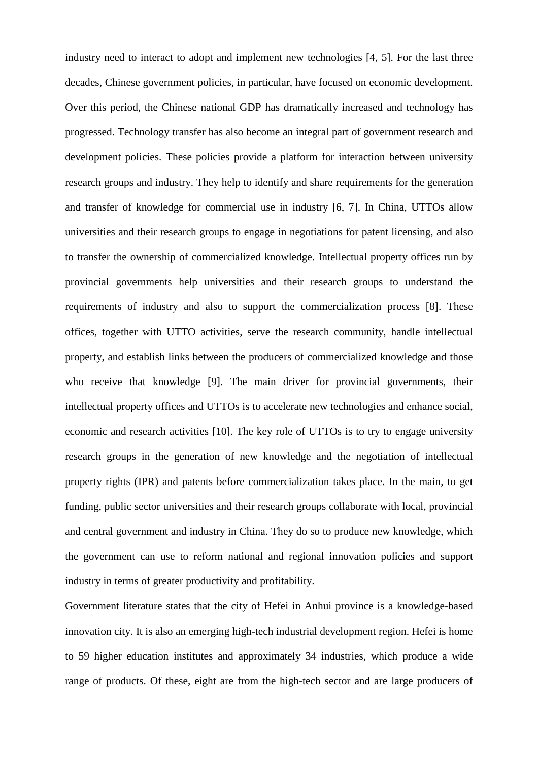industry need to interact to adopt and implement new technologies [4, 5]. For the last three decades, Chinese government policies, in particular, have focused on economic development. Over this period, the Chinese national GDP has dramatically increased and technology has progressed. Technology transfer has also become an integral part of government research and development policies. These policies provide a platform for interaction between university research groups and industry. They help to identify and share requirements for the generation and transfer of knowledge for commercial use in industry [6, 7]. In China, UTTOs allow universities and their research groups to engage in negotiations for patent licensing, and also to transfer the ownership of commercialized knowledge. Intellectual property offices run by provincial governments help universities and their research groups to understand the requirements of industry and also to support the commercialization process [8]. These offices, together with UTTO activities, serve the research community, handle intellectual property, and establish links between the producers of commercialized knowledge and those who receive that knowledge [9]. The main driver for provincial governments, their intellectual property offices and UTTOs is to accelerate new technologies and enhance social, economic and research activities [10]. The key role of UTTOs is to try to engage university research groups in the generation of new knowledge and the negotiation of intellectual property rights (IPR) and patents before commercialization takes place. In the main, to get funding, public sector universities and their research groups collaborate with local, provincial and central government and industry in China. They do so to produce new knowledge, which the government can use to reform national and regional innovation policies and support industry in terms of greater productivity and profitability.

Government literature states that the city of Hefei in Anhui province is a knowledge-based innovation city. It is also an emerging high-tech industrial development region. Hefei is home to 59 higher education institutes and approximately 34 industries, which produce a wide range of products. Of these, eight are from the high-tech sector and are large producers of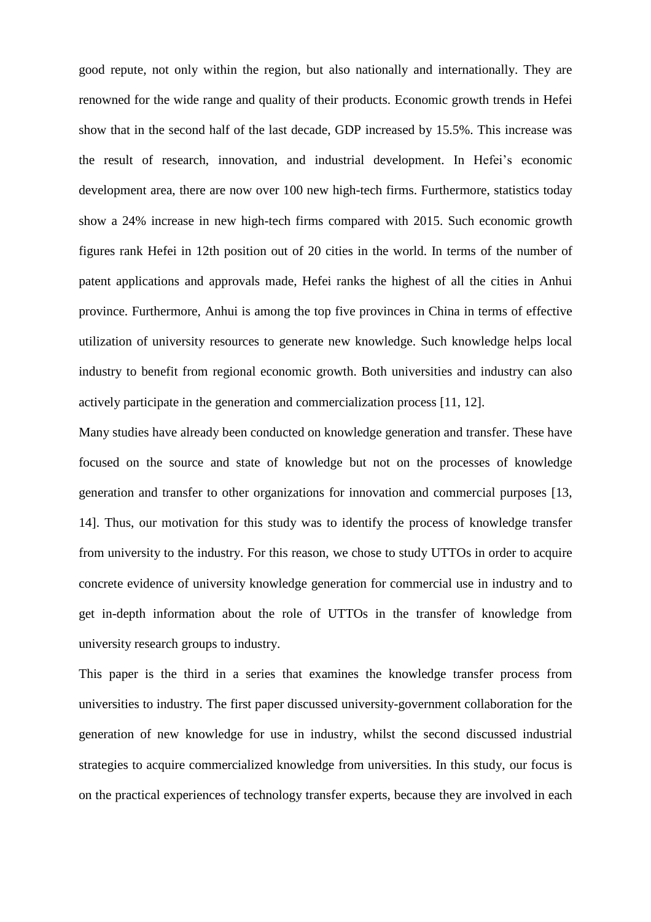good repute, not only within the region, but also nationally and internationally. They are renowned for the wide range and quality of their products. Economic growth trends in Hefei show that in the second half of the last decade, GDP increased by 15.5%. This increase was the result of research, innovation, and industrial development. In Hefei's economic development area, there are now over 100 new high-tech firms. Furthermore, statistics today show a 24% increase in new high-tech firms compared with 2015. Such economic growth figures rank Hefei in 12th position out of 20 cities in the world. In terms of the number of patent applications and approvals made, Hefei ranks the highest of all the cities in Anhui province. Furthermore, Anhui is among the top five provinces in China in terms of effective utilization of university resources to generate new knowledge. Such knowledge helps local industry to benefit from regional economic growth. Both universities and industry can also actively participate in the generation and commercialization process [11, 12].

Many studies have already been conducted on knowledge generation and transfer. These have focused on the source and state of knowledge but not on the processes of knowledge generation and transfer to other organizations for innovation and commercial purposes [13, 14]. Thus, our motivation for this study was to identify the process of knowledge transfer from university to the industry. For this reason, we chose to study UTTOs in order to acquire concrete evidence of university knowledge generation for commercial use in industry and to get in-depth information about the role of UTTOs in the transfer of knowledge from university research groups to industry.

This paper is the third in a series that examines the knowledge transfer process from universities to industry. The first paper discussed university-government collaboration for the generation of new knowledge for use in industry, whilst the second discussed industrial strategies to acquire commercialized knowledge from universities. In this study, our focus is on the practical experiences of technology transfer experts, because they are involved in each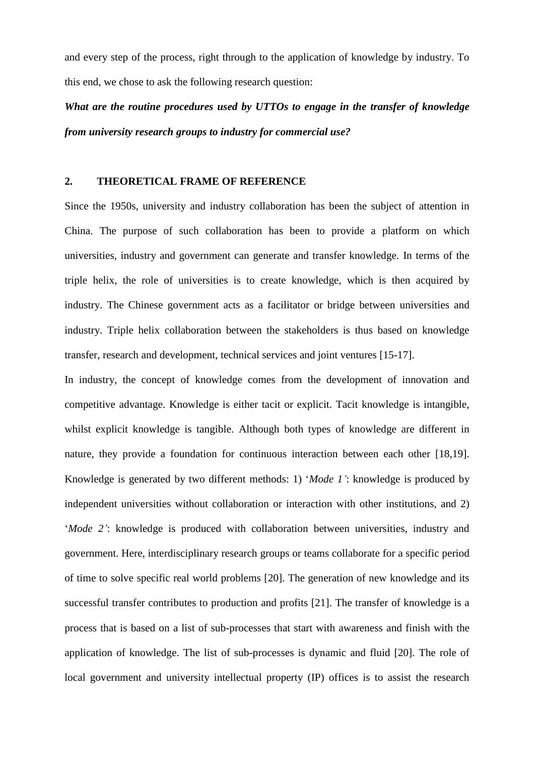and every step of the process, right through to the application of knowledge by industry. To this end, we chose to ask the following research question:

***What are the routine procedures used by UTTOs to engage in the transfer of knowledge from university research groups to industry for commercial use?***

## 2. THEORETICAL FRAME OF REFERENCE

Since the 1950s, university and industry collaboration has been the subject of attention in China. The purpose of such collaboration has been to provide a platform on which universities, industry and government can generate and transfer knowledge. In terms of the triple helix, the role of universities is to create knowledge, which is then acquired by industry. The Chinese government acts as a facilitator or bridge between universities and industry. Triple helix collaboration between the stakeholders is thus based on knowledge transfer, research and development, technical services and joint ventures [15-17].

In industry, the concept of knowledge comes from the development of innovation and competitive advantage. Knowledge is either tacit or explicit. Tacit knowledge is intangible, whilst explicit knowledge is tangible. Although both types of knowledge are different in nature, they provide a foundation for continuous interaction between each other [18,19]. Knowledge is generated by two different methods: 1) '*Mode 1'*: knowledge is produced by independent universities without collaboration or interaction with other institutions, and 2) '*Mode 2'*: knowledge is produced with collaboration between universities, industry and government. Here, interdisciplinary research groups or teams collaborate for a specific period of time to solve specific real world problems [20]. The generation of new knowledge and its successful transfer contributes to production and profits [21]. The transfer of knowledge is a process that is based on a list of sub-processes that start with awareness and finish with the application of knowledge. The list of sub-processes is dynamic and fluid [20]. The role of local government and university intellectual property (IP) offices is to assist the research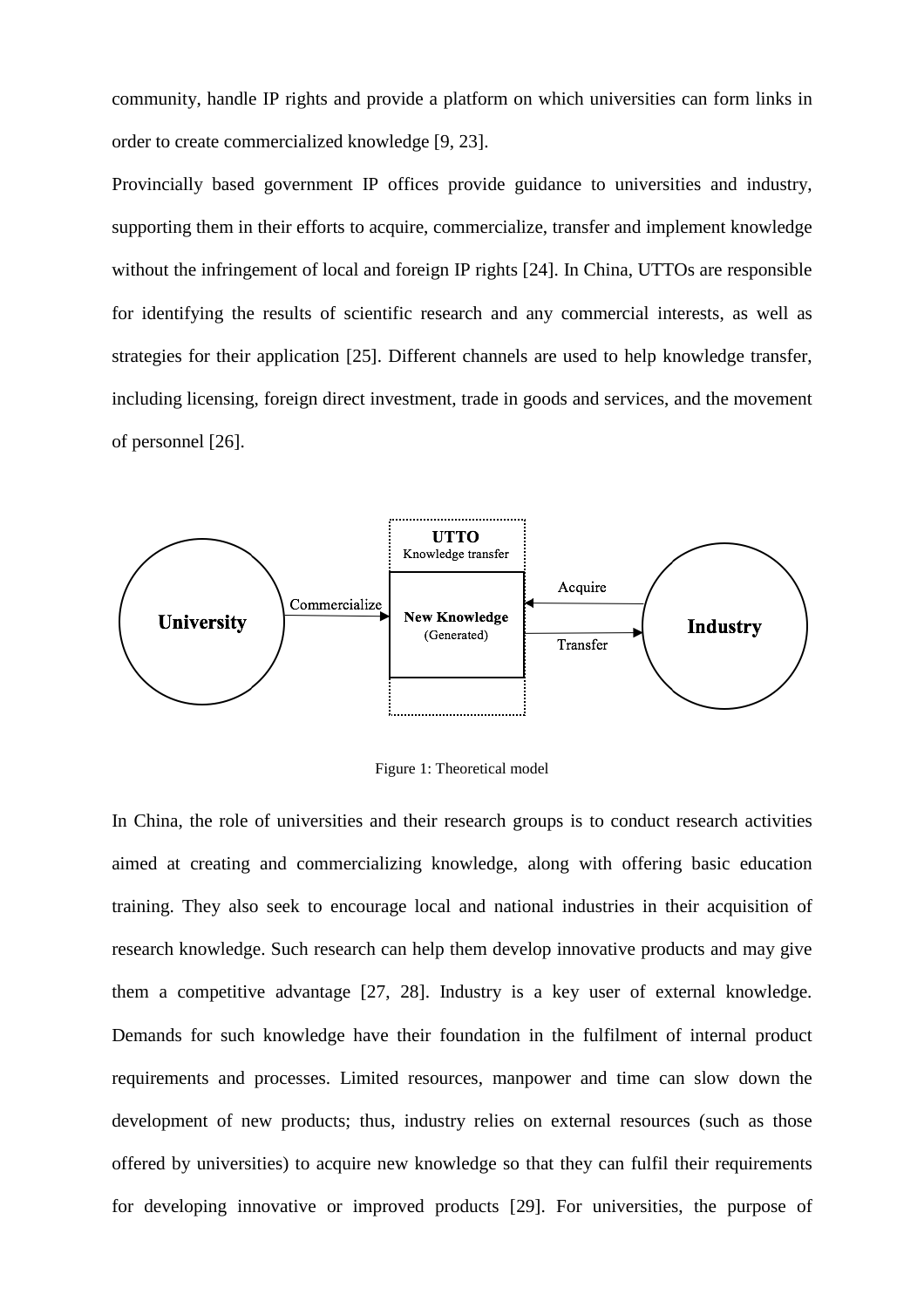community, handle IP rights and provide a platform on which universities can form links in order to create commercialized knowledge [9, 23].

Provincially based government IP offices provide guidance to universities and industry, supporting them in their efforts to acquire, commercialize, transfer and implement knowledge without the infringement of local and foreign IP rights [24]. In China, UTTOs are responsible for identifying the results of scientific research and any commercial interests, as well as strategies for their application [25]. Different channels are used to help knowledge transfer, including licensing, foreign direct investment, trade in goods and services, and the movement of personnel [26].

Figure 1: Theoretical model

In China, the role of universities and their research groups is to conduct research activities aimed at creating and commercializing knowledge, along with offering basic education training. They also seek to encourage local and national industries in their acquisition of research knowledge. Such research can help them develop innovative products and may give them a competitive advantage [27, 28]. Industry is a key user of external knowledge. Demands for such knowledge have their foundation in the fulfilment of internal product requirements and processes. Limited resources, manpower and time can slow down the development of new products; thus, industry relies on external resources (such as those offered by universities) to acquire new knowledge so that they can fulfil their requirements for developing innovative or improved products [29]. For universities, the purpose of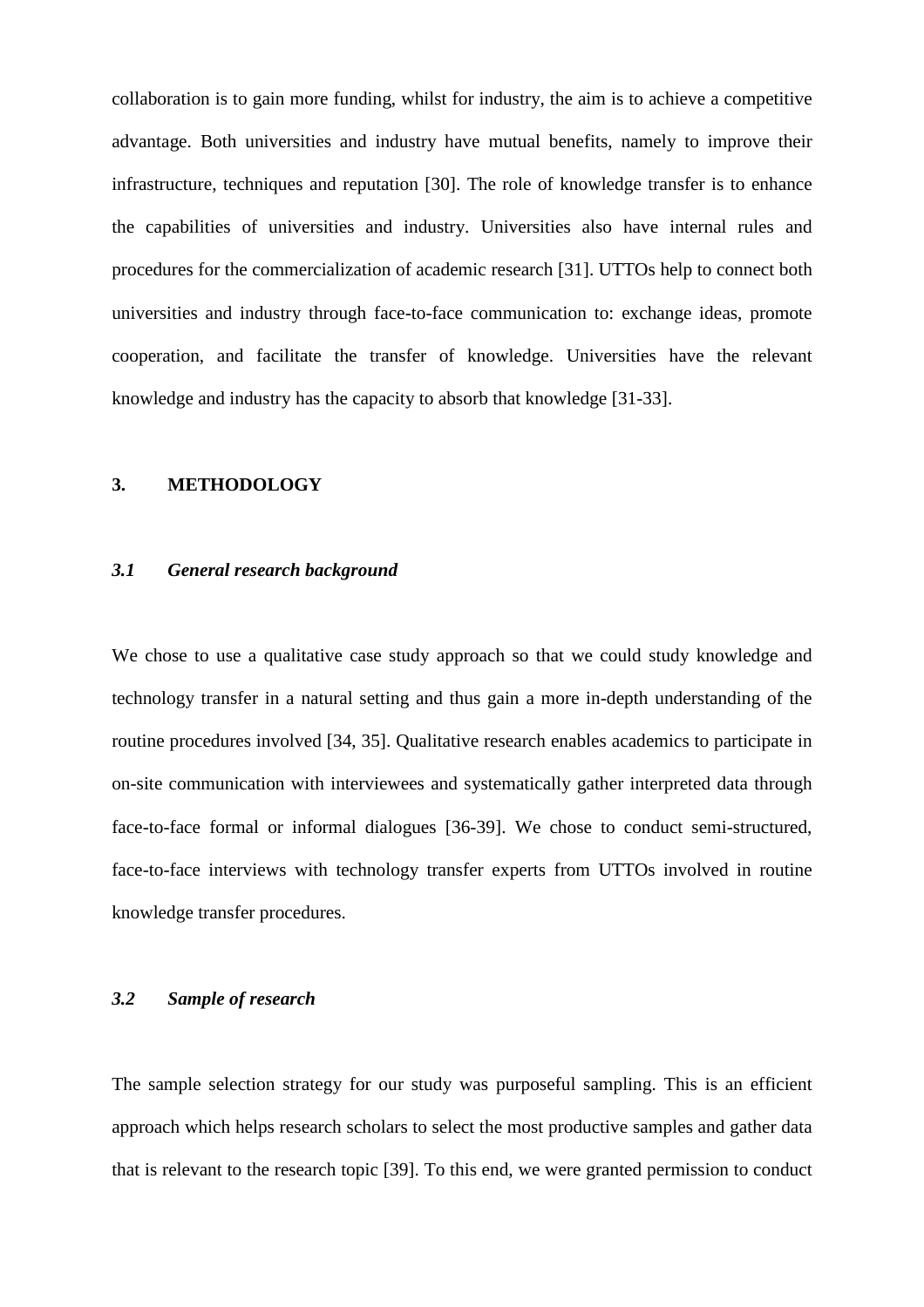collaboration is to gain more funding, whilst for industry, the aim is to achieve a competitive advantage. Both universities and industry have mutual benefits, namely to improve their infrastructure, techniques and reputation [30]. The role of knowledge transfer is to enhance the capabilities of universities and industry. Universities also have internal rules and procedures for the commercialization of academic research [31]. UTTOs help to connect both universities and industry through face-to-face communication to: exchange ideas, promote cooperation, and facilitate the transfer of knowledge. Universities have the relevant knowledge and industry has the capacity to absorb that knowledge [31-33].

## 3. METHODOLOGY

### *3.1 General research background*

We chose to use a qualitative case study approach so that we could study knowledge and technology transfer in a natural setting and thus gain a more in-depth understanding of the routine procedures involved [34, 35]. Qualitative research enables academics to participate in on-site communication with interviewees and systematically gather interpreted data through face-to-face formal or informal dialogues [36-39]. We chose to conduct semi-structured, face-to-face interviews with technology transfer experts from UTTOs involved in routine knowledge transfer procedures.

### *3.2 Sample of research*

The sample selection strategy for our study was purposeful sampling. This is an efficient approach which helps research scholars to select the most productive samples and gather data that is relevant to the research topic [39]. To this end, we were granted permission to conduct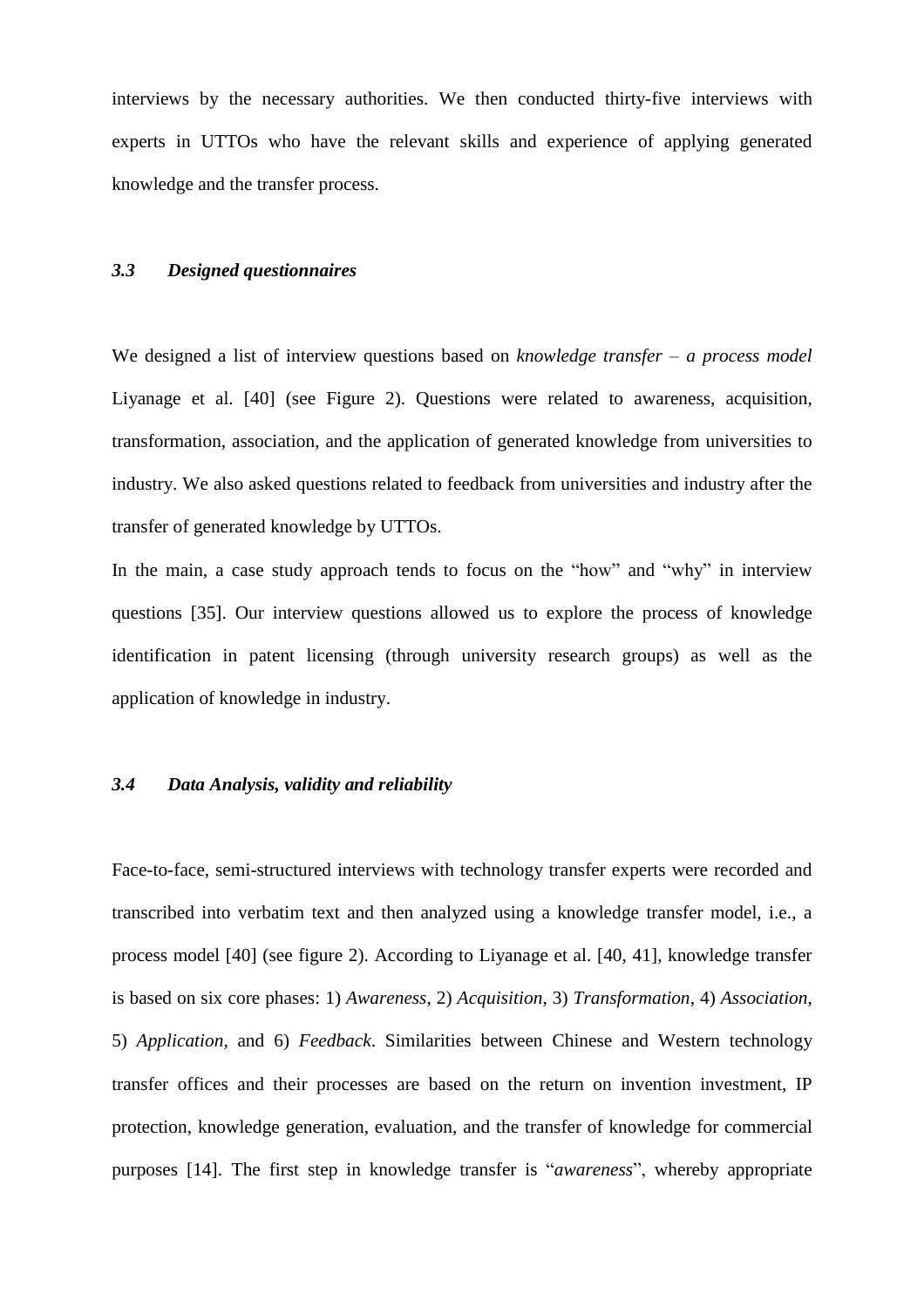interviews by the necessary authorities. We then conducted thirty-five interviews with experts in UTTOs who have the relevant skills and experience of applying generated knowledge and the transfer process.

### *3.3 Designed questionnaires*

We designed a list of interview questions based on *knowledge transfer – a process model* Liyanage et al. [40] (see Figure 2). Questions were related to awareness, acquisition, transformation, association, and the application of generated knowledge from universities to industry. We also asked questions related to feedback from universities and industry after the transfer of generated knowledge by UTTOs.

In the main, a case study approach tends to focus on the "how" and "why" in interview questions [35]. Our interview questions allowed us to explore the process of knowledge identification in patent licensing (through university research groups) as well as the application of knowledge in industry.

### *3.4 Data Analysis, validity and reliability*

Face-to-face, semi-structured interviews with technology transfer experts were recorded and transcribed into verbatim text and then analyzed using a knowledge transfer model, i.e., a process model [40] (see figure 2). According to Liyanage et al. [40, 41], knowledge transfer is based on six core phases: 1) *Awareness*, 2) *Acquisition*, 3) *Transformation*, 4) *Association*, 5) *Application*, and 6) *Feedback*. Similarities between Chinese and Western technology transfer offices and their processes are based on the return on invention investment, IP protection, knowledge generation, evaluation, and the transfer of knowledge for commercial purposes [14]. The first step in knowledge transfer is "*awareness*", whereby appropriate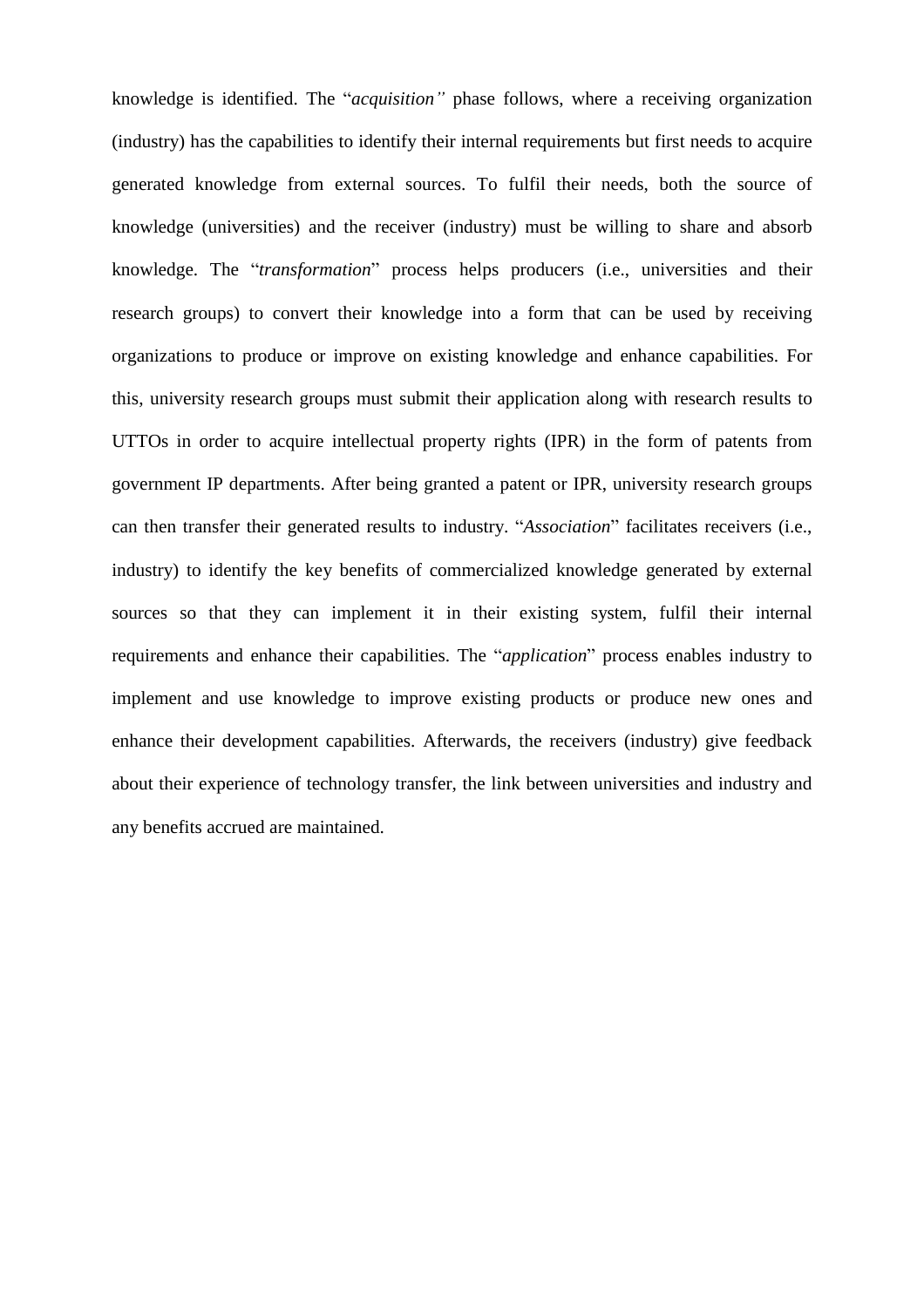knowledge is identified. The "*acquisition"* phase follows, where a receiving organization (industry) has the capabilities to identify their internal requirements but first needs to acquire generated knowledge from external sources. To fulfil their needs, both the source of knowledge (universities) and the receiver (industry) must be willing to share and absorb knowledge. The "*transformation*" process helps producers (i.e., universities and their research groups) to convert their knowledge into a form that can be used by receiving organizations to produce or improve on existing knowledge and enhance capabilities. For this, university research groups must submit their application along with research results to UTTOs in order to acquire intellectual property rights (IPR) in the form of patents from government IP departments. After being granted a patent or IPR, university research groups can then transfer their generated results to industry. "*Association*" facilitates receivers (i.e., industry) to identify the key benefits of commercialized knowledge generated by external sources so that they can implement it in their existing system, fulfil their internal requirements and enhance their capabilities. The "*application*" process enables industry to implement and use knowledge to improve existing products or produce new ones and enhance their development capabilities. Afterwards, the receivers (industry) give feedback about their experience of technology transfer, the link between universities and industry and any benefits accrued are maintained.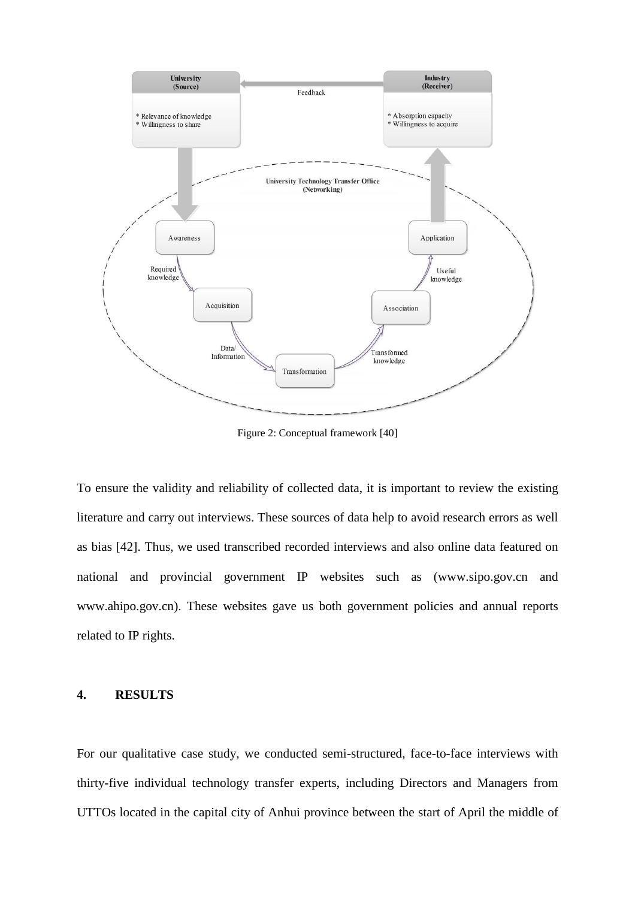Figure 2: Conceptual framework [40]

To ensure the validity and reliability of collected data, it is important to review the existing literature and carry out interviews. These sources of data help to avoid research errors as well as bias [42]. Thus, we used transcribed recorded interviews and also online data featured on national and provincial government IP websites such as (www.sipo.gov.cn and www.ahipo.gov.cn). These websites gave us both government policies and annual reports related to IP rights.

## 4. RESULTS

For our qualitative case study, we conducted semi-structured, face-to-face interviews with thirty-five individual technology transfer experts, including Directors and Managers from UTTOs located in the capital city of Anhui province between the start of April the middle of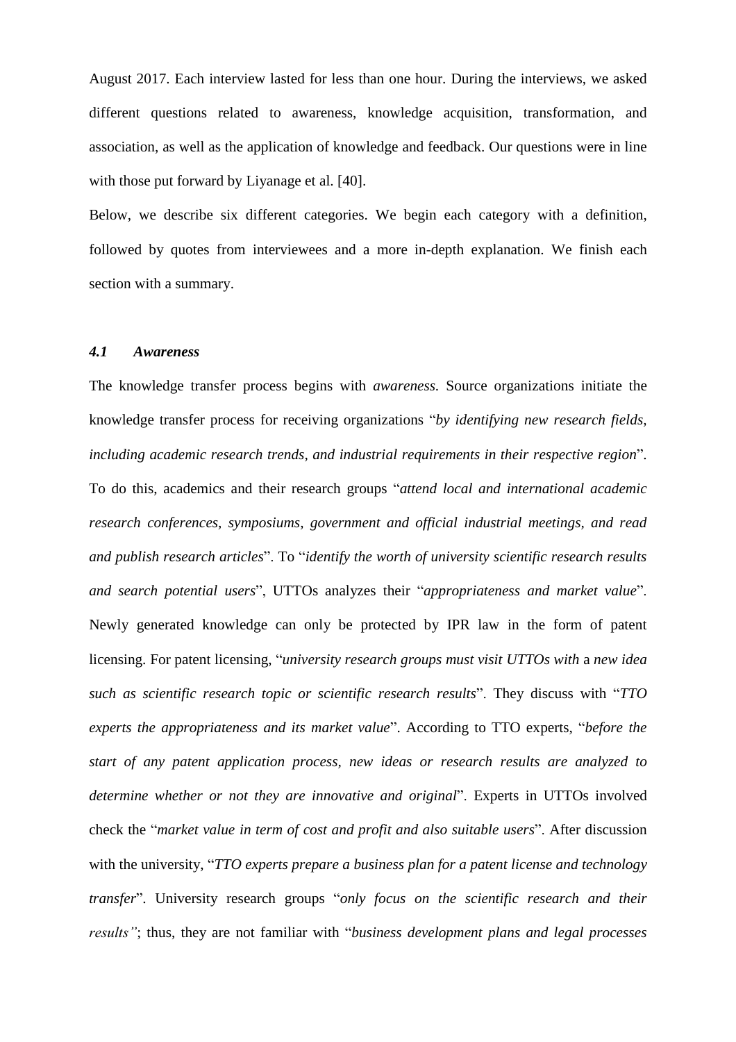August 2017. Each interview lasted for less than one hour. During the interviews, we asked different questions related to awareness, knowledge acquisition, transformation, and association, as well as the application of knowledge and feedback. Our questions were in line with those put forward by Liyanage et al. [40].

Below, we describe six different categories. We begin each category with a definition, followed by quotes from interviewees and a more in-depth explanation. We finish each section with a summary.

### *4.1 Awareness*

The knowledge transfer process begins with *awareness.* Source organizations initiate the knowledge transfer process for receiving organizations "*by identifying new research fields, including academic research trends, and industrial requirements in their respective region*". To do this, academics and their research groups "*attend local and international academic research conferences, symposiums, government and official industrial meetings, and read and publish research articles*". To "*identify the worth of university scientific research results and search potential users*", UTTOs analyzes their "*appropriateness and market value*". Newly generated knowledge can only be protected by IPR law in the form of patent licensing. For patent licensing, "*university research groups must visit UTTOs with* a *new idea such as scientific research topic or scientific research results*". They discuss with "*TTO experts the appropriateness and its market value*". According to TTO experts, "*before the start of any patent application process, new ideas or research results are analyzed to determine whether or not they are innovative and original*". Experts in UTTOs involved check the "*market value in term of cost and profit and also suitable users*". After discussion with the university, "*TTO experts prepare a business plan for a patent license and technology transfer*". University research groups "*only focus on the scientific research and their results"*; thus, they are not familiar with "*business development plans and legal processes*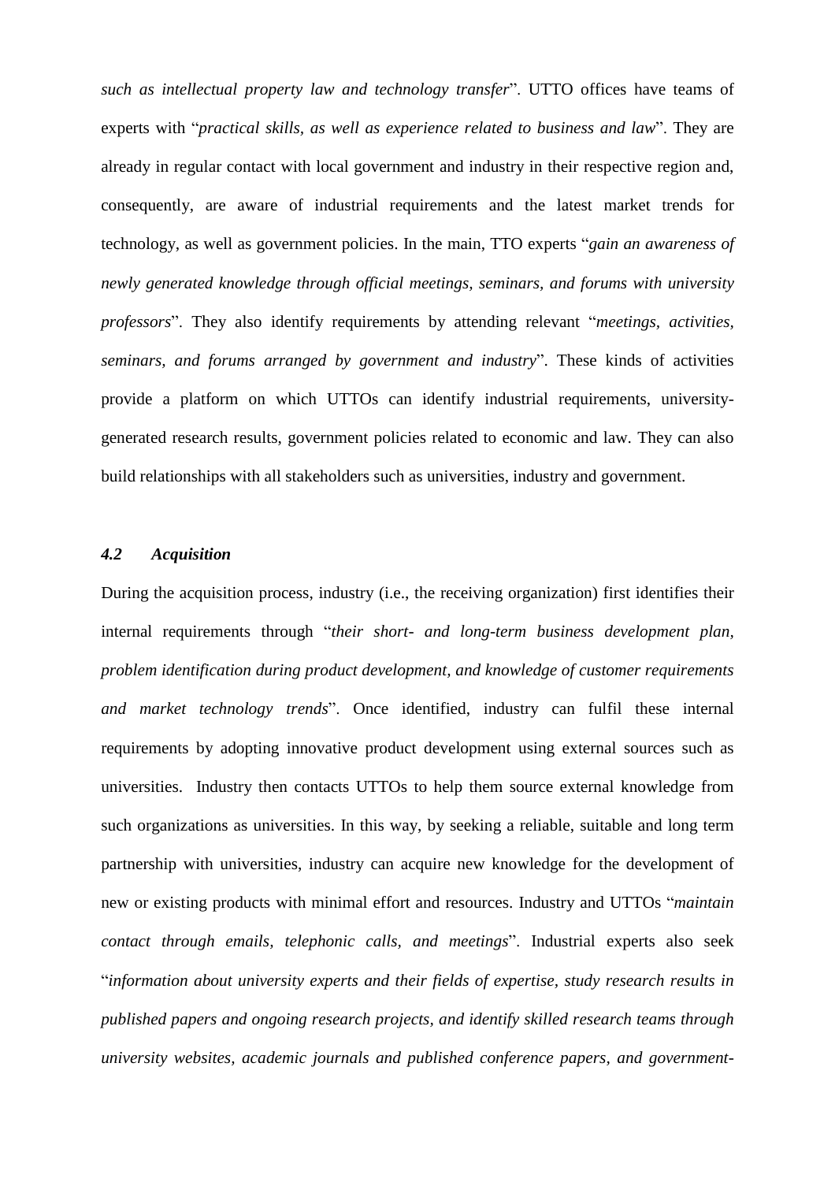*such as intellectual property law and technology transfer*". UTTO offices have teams of experts with "*practical skills, as well as experience related to business and law*". They are already in regular contact with local government and industry in their respective region and, consequently, are aware of industrial requirements and the latest market trends for technology, as well as government policies. In the main, TTO experts "*gain an awareness of newly generated knowledge through official meetings, seminars, and forums with university professors*". They also identify requirements by attending relevant "*meetings, activities, seminars, and forums arranged by government and industry*". These kinds of activities provide a platform on which UTTOs can identify industrial requirements, university-generated research results, government policies related to economic and law. They can also build relationships with all stakeholders such as universities, industry and government.

### *4.2 Acquisition*

During the acquisition process, industry (i.e., the receiving organization) first identifies their internal requirements through "*their short- and long-term business development plan, problem identification during product development, and knowledge of customer requirements and market technology trends*". Once identified, industry can fulfil these internal requirements by adopting innovative product development using external sources such as universities. Industry then contacts UTTOs to help them source external knowledge from such organizations as universities. In this way, by seeking a reliable, suitable and long term partnership with universities, industry can acquire new knowledge for the development of new or existing products with minimal effort and resources. Industry and UTTOs "*maintain contact through emails, telephonic calls, and meetings*". Industrial experts also seek "*information about university experts and their fields of expertise, study research results in published papers and ongoing research projects, and identify skilled research teams through university websites, academic journals and published conference papers, and government-*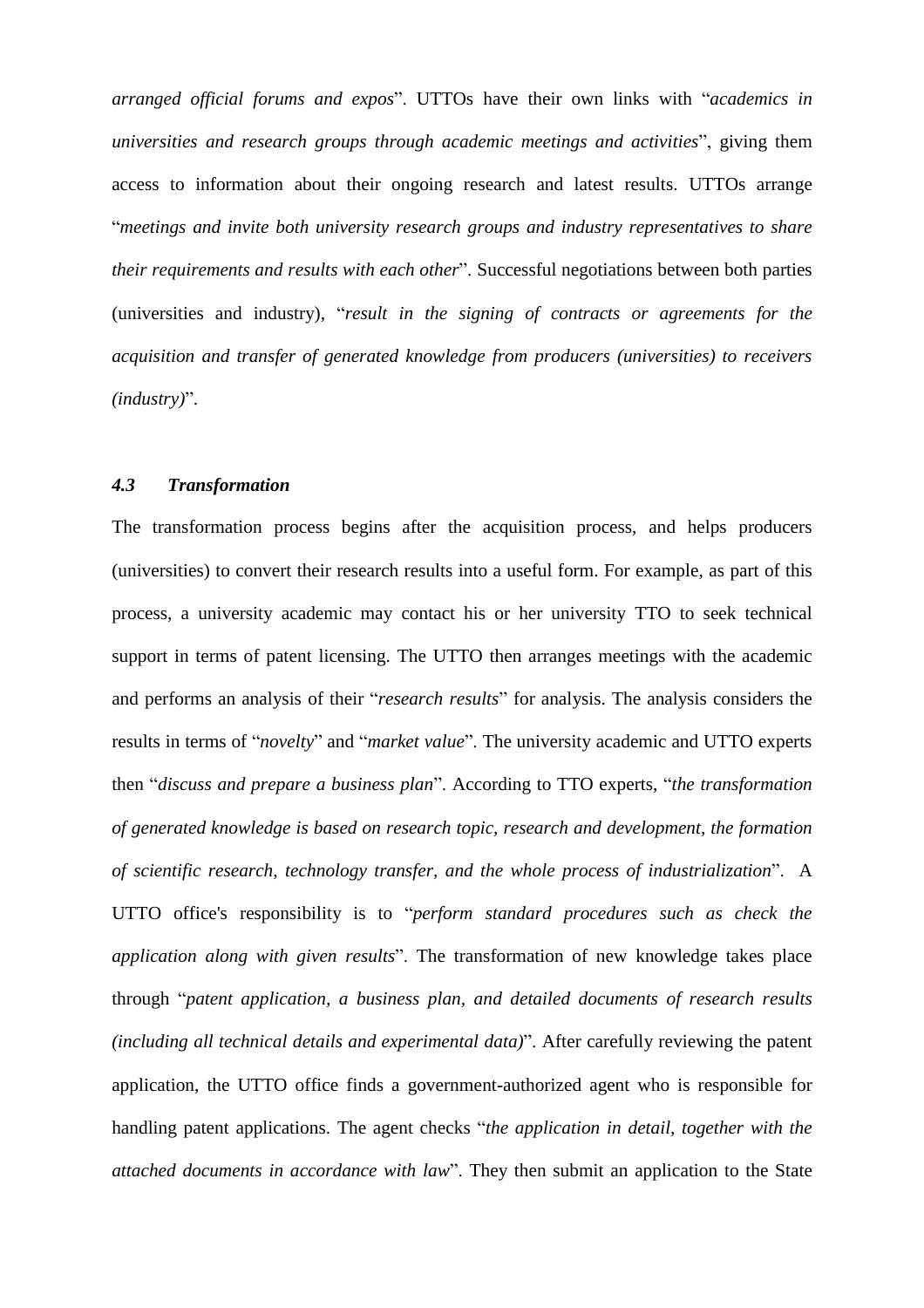*arranged official forums and expos*". UTTOs have their own links with "*academics in universities and research groups through academic meetings and activities*", giving them access to information about their ongoing research and latest results. UTTOs arrange "*meetings and invite both university research groups and industry representatives to share their requirements and results with each other*". Successful negotiations between both parties (universities and industry), "*result in the signing of contracts or agreements for the acquisition and transfer of generated knowledge from producers (universities) to receivers (industry)*".

### *4.3 Transformation*

The transformation process begins after the acquisition process, and helps producers (universities) to convert their research results into a useful form. For example, as part of this process, a university academic may contact his or her university TTO to seek technical support in terms of patent licensing. The UTTO then arranges meetings with the academic and performs an analysis of their "*research results*" for analysis. The analysis considers the results in terms of "*novelty*" and "*market value*". The university academic and UTTO experts then "*discuss and prepare a business plan*". According to TTO experts, "*the transformation of generated knowledge is based on research topic, research and development, the formation of scientific research, technology transfer, and the whole process of industrialization*". A UTTO office's responsibility is to "*perform standard procedures such as check the application along with given results*". The transformation of new knowledge takes place through "*patent application, a business plan, and detailed documents of research results (including all technical details and experimental data)*". After carefully reviewing the patent application, the UTTO office finds a government-authorized agent who is responsible for handling patent applications. The agent checks "*the application in detail, together with the attached documents in accordance with law*". They then submit an application to the State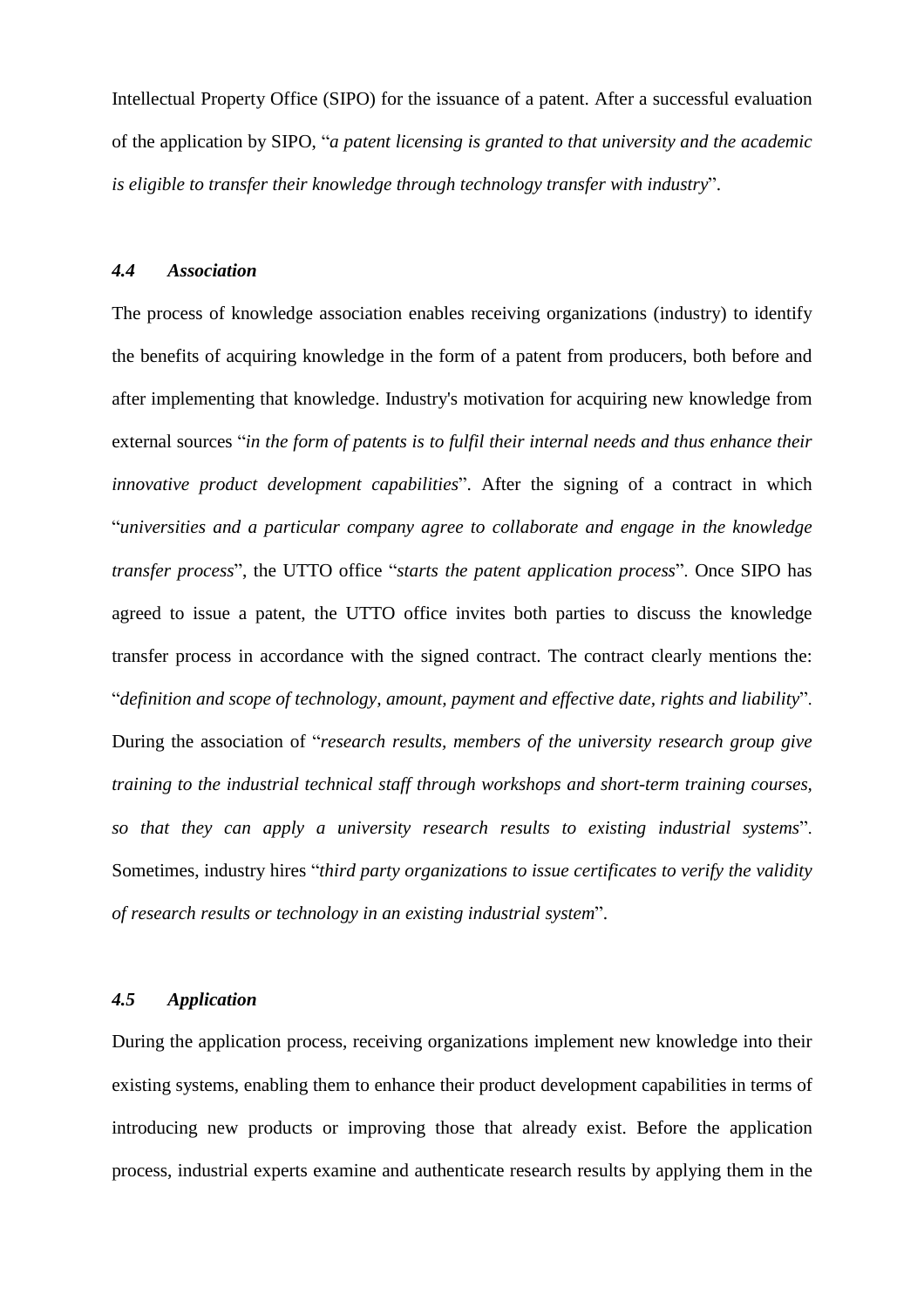Intellectual Property Office (SIPO) for the issuance of a patent. After a successful evaluation of the application by SIPO, "*a patent licensing is granted to that university and the academic is eligible to transfer their knowledge through technology transfer with industry*".

### *4.4 Association*

The process of knowledge association enables receiving organizations (industry) to identify the benefits of acquiring knowledge in the form of a patent from producers, both before and after implementing that knowledge. Industry's motivation for acquiring new knowledge from external sources "*in the form of patents is to fulfil their internal needs and thus enhance their innovative product development capabilities*". After the signing of a contract in which "*universities and a particular company agree to collaborate and engage in the knowledge transfer process*", the UTTO office "*starts the patent application process*". Once SIPO has agreed to issue a patent, the UTTO office invites both parties to discuss the knowledge transfer process in accordance with the signed contract. The contract clearly mentions the: "*definition and scope of technology, amount, payment and effective date, rights and liability*". During the association of "*research results, members of the university research group give training to the industrial technical staff through workshops and short-term training courses, so that they can apply a university research results to existing industrial systems*". Sometimes, industry hires "*third party organizations to issue certificates to verify the validity of research results or technology in an existing industrial system*".

### *4.5 Application*

During the application process, receiving organizations implement new knowledge into their existing systems, enabling them to enhance their product development capabilities in terms of introducing new products or improving those that already exist. Before the application process, industrial experts examine and authenticate research results by applying them in the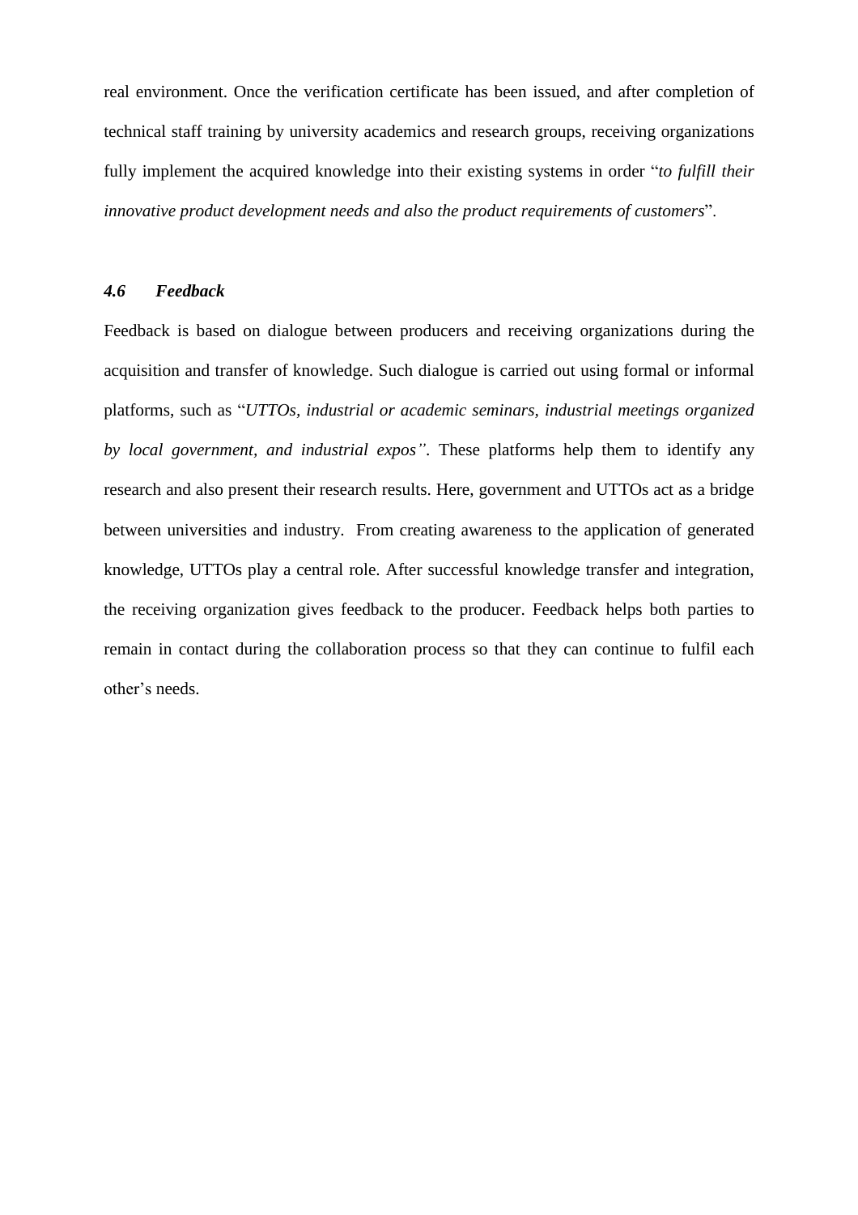real environment. Once the verification certificate has been issued, and after completion of technical staff training by university academics and research groups, receiving organizations fully implement the acquired knowledge into their existing systems in order "*to fulfill their innovative product development needs and also the product requirements of customers*".

### *4.6 Feedback*

Feedback is based on dialogue between producers and receiving organizations during the acquisition and transfer of knowledge. Such dialogue is carried out using formal or informal platforms, such as "*UTTOs, industrial or academic seminars, industrial meetings organized by local government, and industrial expos"*. These platforms help them to identify any research and also present their research results. Here, government and UTTOs act as a bridge between universities and industry. From creating awareness to the application of generated knowledge, UTTOs play a central role. After successful knowledge transfer and integration, the receiving organization gives feedback to the producer. Feedback helps both parties to remain in contact during the collaboration process so that they can continue to fulfil each other's needs.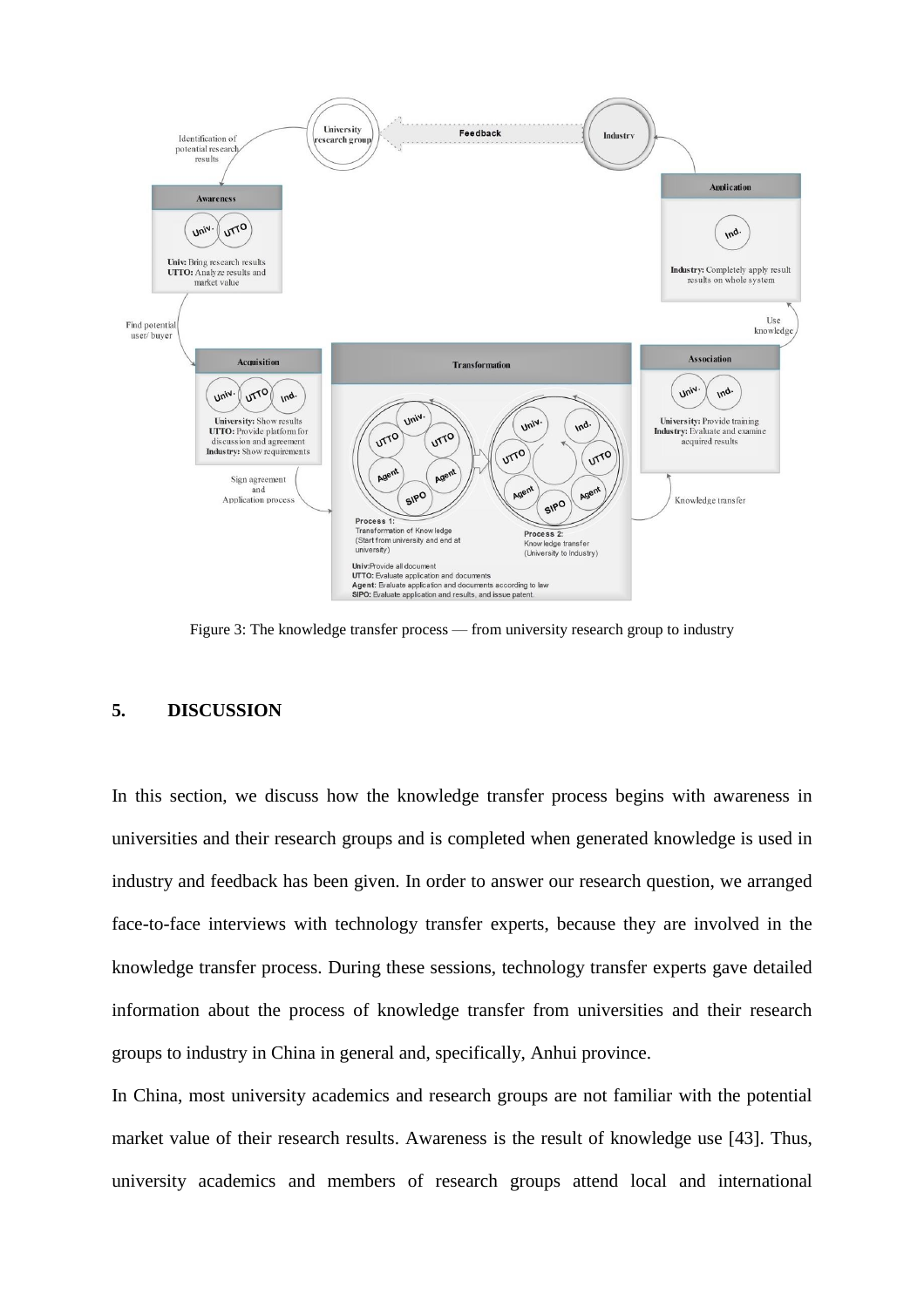Figure 3: The knowledge transfer process — from university research group to industry

## 5. DISCUSSION

In this section, we discuss how the knowledge transfer process begins with awareness in universities and their research groups and is completed when generated knowledge is used in industry and feedback has been given. In order to answer our research question, we arranged face-to-face interviews with technology transfer experts, because they are involved in the knowledge transfer process. During these sessions, technology transfer experts gave detailed information about the process of knowledge transfer from universities and their research groups to industry in China in general and, specifically, Anhui province.

In China, most university academics and research groups are not familiar with the potential market value of their research results. Awareness is the result of knowledge use [43]. Thus, university academics and members of research groups attend local and international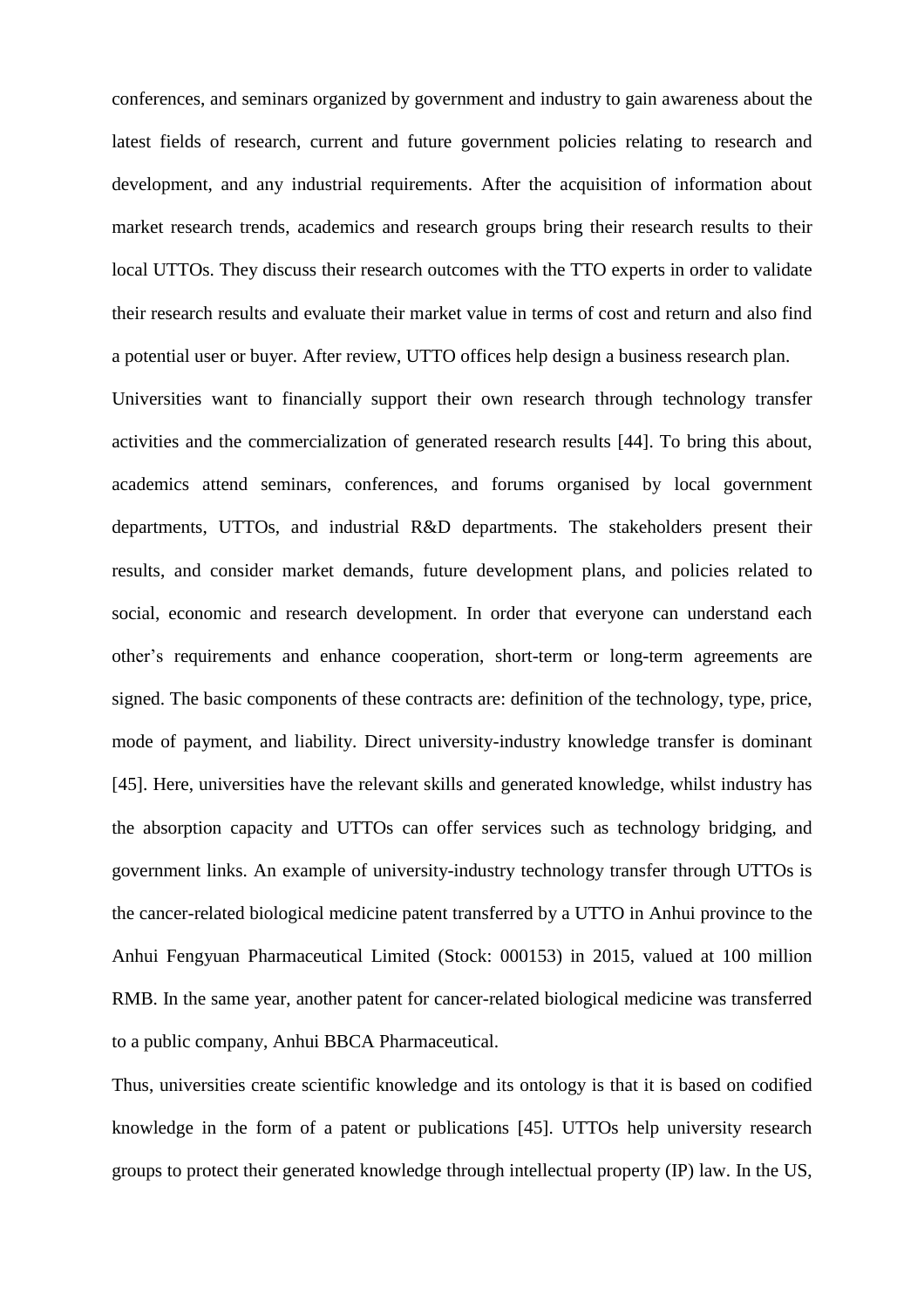conferences, and seminars organized by government and industry to gain awareness about the latest fields of research, current and future government policies relating to research and development, and any industrial requirements. After the acquisition of information about market research trends, academics and research groups bring their research results to their local UTTOs. They discuss their research outcomes with the TTO experts in order to validate their research results and evaluate their market value in terms of cost and return and also find a potential user or buyer. After review, UTTO offices help design a business research plan.

Universities want to financially support their own research through technology transfer activities and the commercialization of generated research results [44]. To bring this about, academics attend seminars, conferences, and forums organised by local government departments, UTTOs, and industrial R&D departments. The stakeholders present their results, and consider market demands, future development plans, and policies related to social, economic and research development. In order that everyone can understand each other's requirements and enhance cooperation, short-term or long-term agreements are signed. The basic components of these contracts are: definition of the technology, type, price, mode of payment, and liability. Direct university-industry knowledge transfer is dominant [45]. Here, universities have the relevant skills and generated knowledge, whilst industry has the absorption capacity and UTTOs can offer services such as technology bridging, and government links. An example of university-industry technology transfer through UTTOs is the cancer-related biological medicine patent transferred by a UTTO in Anhui province to the Anhui Fengyuan Pharmaceutical Limited (Stock: 000153) in 2015, valued at 100 million RMB. In the same year, another patent for cancer-related biological medicine was transferred to a public company, Anhui BBCA Pharmaceutical.

Thus, universities create scientific knowledge and its ontology is that it is based on codified knowledge in the form of a patent or publications [45]. UTTOs help university research groups to protect their generated knowledge through intellectual property (IP) law. In the US,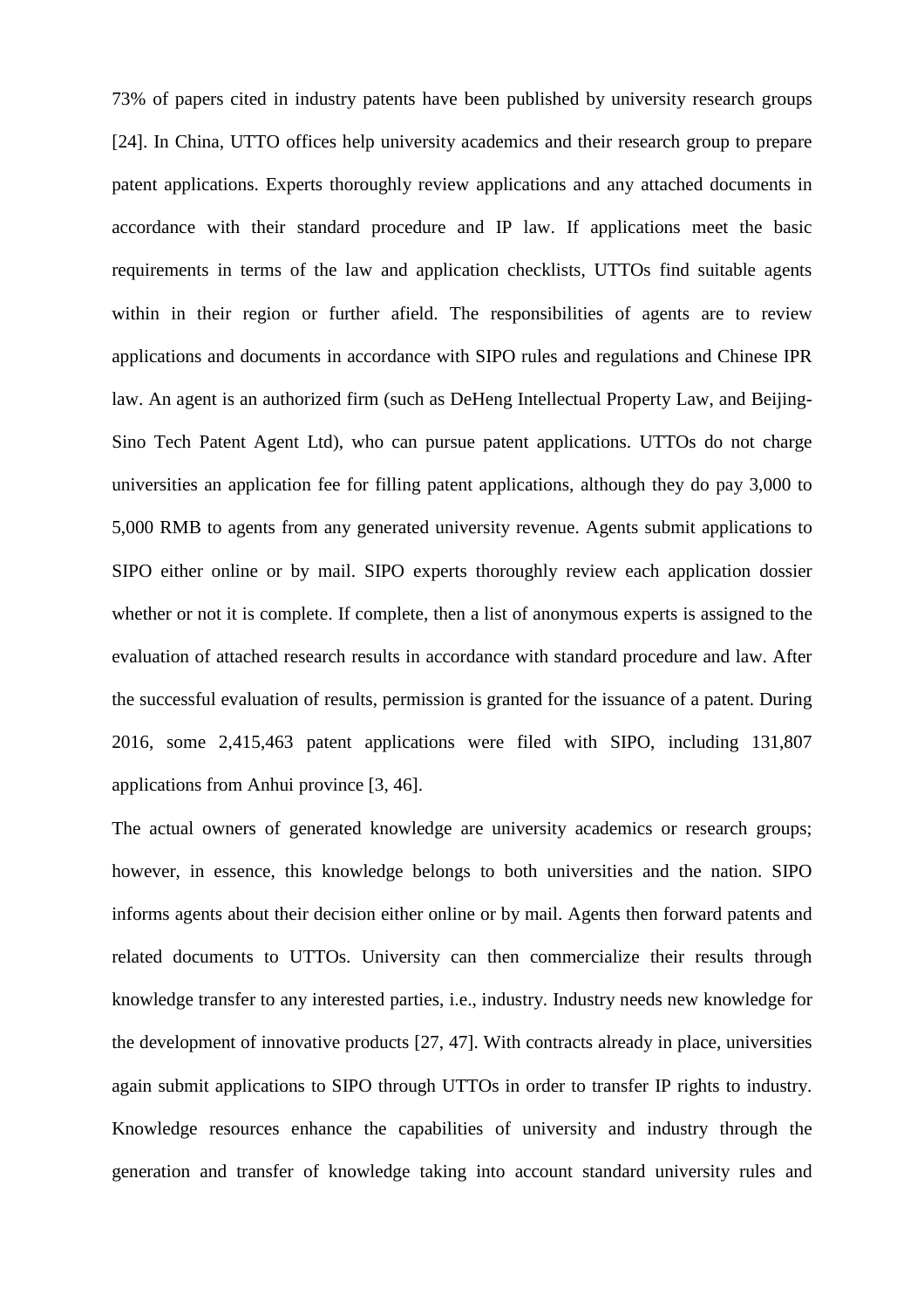73% of papers cited in industry patents have been published by university research groups [24]. In China, UTTO offices help university academics and their research group to prepare patent applications. Experts thoroughly review applications and any attached documents in accordance with their standard procedure and IP law. If applications meet the basic requirements in terms of the law and application checklists, UTTOs find suitable agents within in their region or further afield. The responsibilities of agents are to review applications and documents in accordance with SIPO rules and regulations and Chinese IPR law. An agent is an authorized firm (such as DeHeng Intellectual Property Law, and Beijing-Sino Tech Patent Agent Ltd), who can pursue patent applications. UTTOs do not charge universities an application fee for filling patent applications, although they do pay 3,000 to 5,000 RMB to agents from any generated university revenue. Agents submit applications to SIPO either online or by mail. SIPO experts thoroughly review each application dossier whether or not it is complete. If complete, then a list of anonymous experts is assigned to the evaluation of attached research results in accordance with standard procedure and law. After the successful evaluation of results, permission is granted for the issuance of a patent. During 2016, some 2,415,463 patent applications were filed with SIPO, including 131,807 applications from Anhui province [3, 46].

The actual owners of generated knowledge are university academics or research groups; however, in essence, this knowledge belongs to both universities and the nation. SIPO informs agents about their decision either online or by mail. Agents then forward patents and related documents to UTTOs. University can then commercialize their results through knowledge transfer to any interested parties, i.e., industry. Industry needs new knowledge for the development of innovative products [27, 47]. With contracts already in place, universities again submit applications to SIPO through UTTOs in order to transfer IP rights to industry. Knowledge resources enhance the capabilities of university and industry through the generation and transfer of knowledge taking into account standard university rules and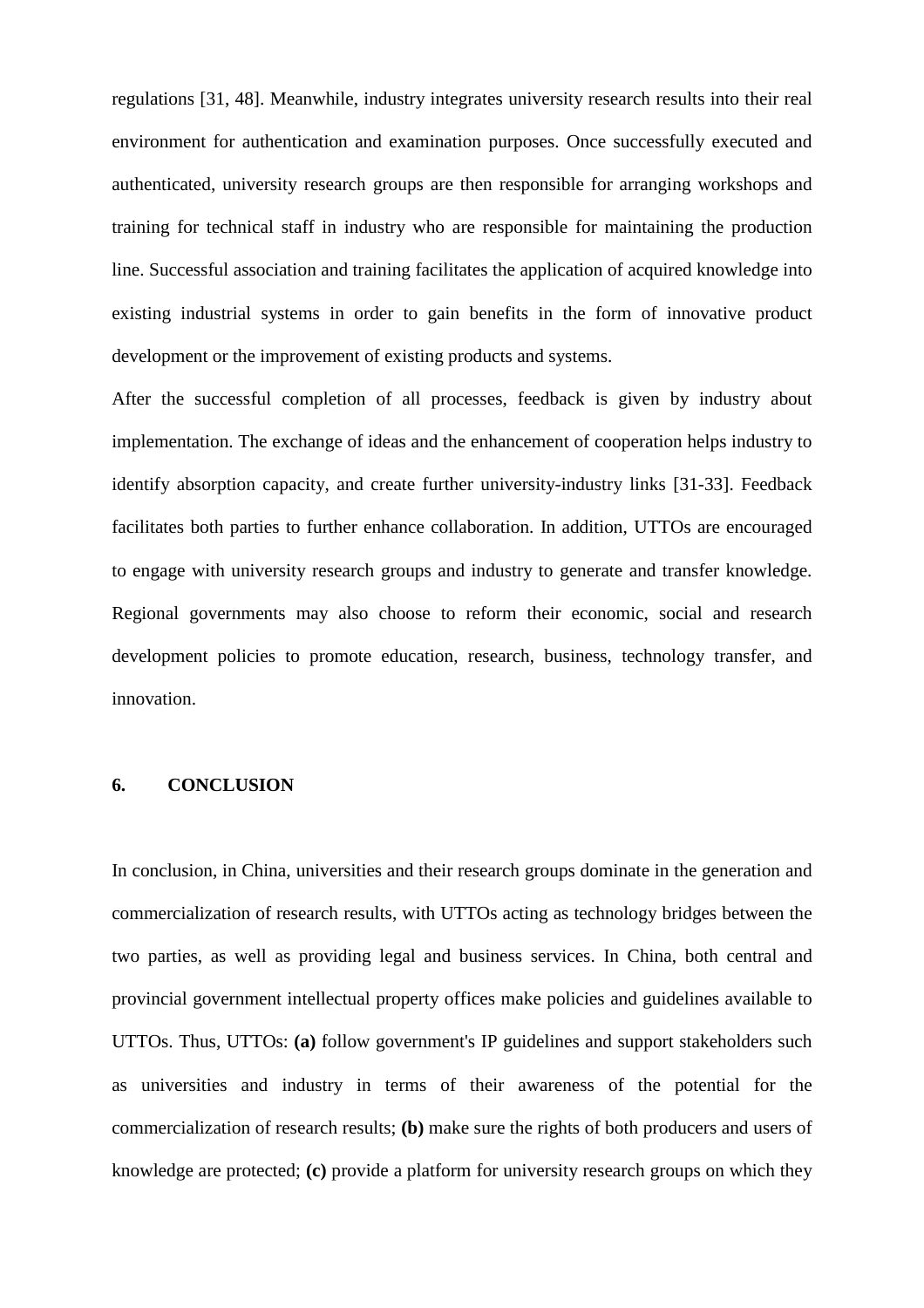regulations [31, 48]. Meanwhile, industry integrates university research results into their real environment for authentication and examination purposes. Once successfully executed and authenticated, university research groups are then responsible for arranging workshops and training for technical staff in industry who are responsible for maintaining the production line. Successful association and training facilitates the application of acquired knowledge into existing industrial systems in order to gain benefits in the form of innovative product development or the improvement of existing products and systems.

After the successful completion of all processes, feedback is given by industry about implementation. The exchange of ideas and the enhancement of cooperation helps industry to identify absorption capacity, and create further university-industry links [31-33]. Feedback facilitates both parties to further enhance collaboration. In addition, UTTOs are encouraged to engage with university research groups and industry to generate and transfer knowledge. Regional governments may also choose to reform their economic, social and research development policies to promote education, research, business, technology transfer, and innovation.

## 6. CONCLUSION

In conclusion, in China, universities and their research groups dominate in the generation and commercialization of research results, with UTTOs acting as technology bridges between the two parties, as well as providing legal and business services. In China, both central and provincial government intellectual property offices make policies and guidelines available to UTTOs. Thus, UTTOs: **(a)** follow government's IP guidelines and support stakeholders such as universities and industry in terms of their awareness of the potential for the commercialization of research results; **(b)** make sure the rights of both producers and users of knowledge are protected; **(c)** provide a platform for university research groups on which they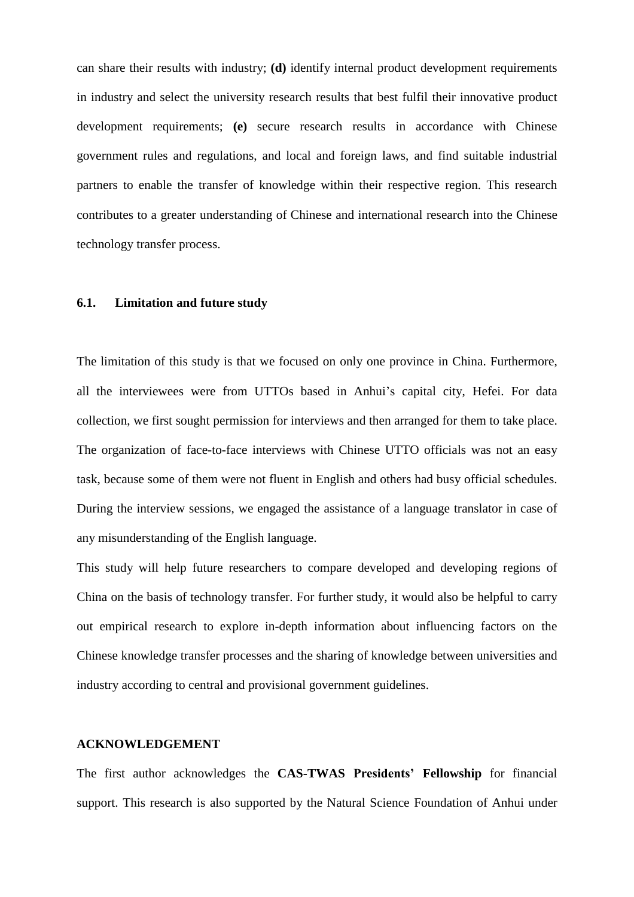can share their results with industry; **(d)** identify internal product development requirements in industry and select the university research results that best fulfil their innovative product development requirements; **(e)** secure research results in accordance with Chinese government rules and regulations, and local and foreign laws, and find suitable industrial partners to enable the transfer of knowledge within their respective region. This research contributes to a greater understanding of Chinese and international research into the Chinese technology transfer process.

### 6.1. Limitation and future study

The limitation of this study is that we focused on only one province in China. Furthermore, all the interviewees were from UTTOs based in Anhui's capital city, Hefei. For data collection, we first sought permission for interviews and then arranged for them to take place. The organization of face-to-face interviews with Chinese UTTO officials was not an easy task, because some of them were not fluent in English and others had busy official schedules. During the interview sessions, we engaged the assistance of a language translator in case of any misunderstanding of the English language.

This study will help future researchers to compare developed and developing regions of China on the basis of technology transfer. For further study, it would also be helpful to carry out empirical research to explore in-depth information about influencing factors on the Chinese knowledge transfer processes and the sharing of knowledge between universities and industry according to central and provisional government guidelines.

## ACKNOWLEDGEMENT

The first author acknowledges the **CAS-TWAS Presidents' Fellowship** for financial support. This research is also supported by the Natural Science Foundation of Anhui under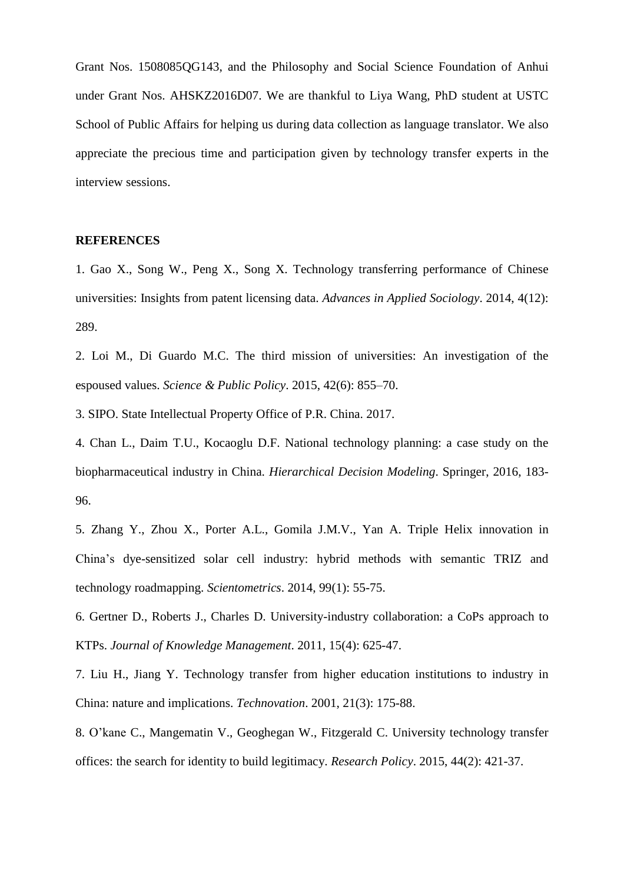Grant Nos. 1508085QG143, and the Philosophy and Social Science Foundation of Anhui under Grant Nos. AHSKZ2016D07. We are thankful to Liya Wang, PhD student at USTC School of Public Affairs for helping us during data collection as language translator. We also appreciate the precious time and participation given by technology transfer experts in the interview sessions.

## REFERENCES

1. Gao X., Song W., Peng X., Song X. Technology transferring performance of Chinese universities: Insights from patent licensing data. *Advances in Applied Sociology*. 2014, 4(12): 289.

2. Loi M., Di Guardo M.C. The third mission of universities: An investigation of the espoused values. *Science & Public Policy*. 2015, 42(6): 855–70.

3. SIPO. State Intellectual Property Office of P.R. China. 2017.

4. Chan L., Daim T.U., Kocaoglu D.F. National technology planning: a case study on the biopharmaceutical industry in China. *Hierarchical Decision Modeling*. Springer, 2016, 183-96.

5. Zhang Y., Zhou X., Porter A.L., Gomila J.M.V., Yan A. Triple Helix innovation in China's dye-sensitized solar cell industry: hybrid methods with semantic TRIZ and technology roadmapping. *Scientometrics*. 2014, 99(1): 55-75.

6. Gertner D., Roberts J., Charles D. University-industry collaboration: a CoPs approach to KTPs. *Journal of Knowledge Management*. 2011, 15(4): 625-47.

7. Liu H., Jiang Y. Technology transfer from higher education institutions to industry in China: nature and implications. *Technovation*. 2001, 21(3): 175-88.

8. O'kane C., Mangematin V., Geoghegan W., Fitzgerald C. University technology transfer offices: the search for identity to build legitimacy. *Research Policy*. 2015, 44(2): 421-37.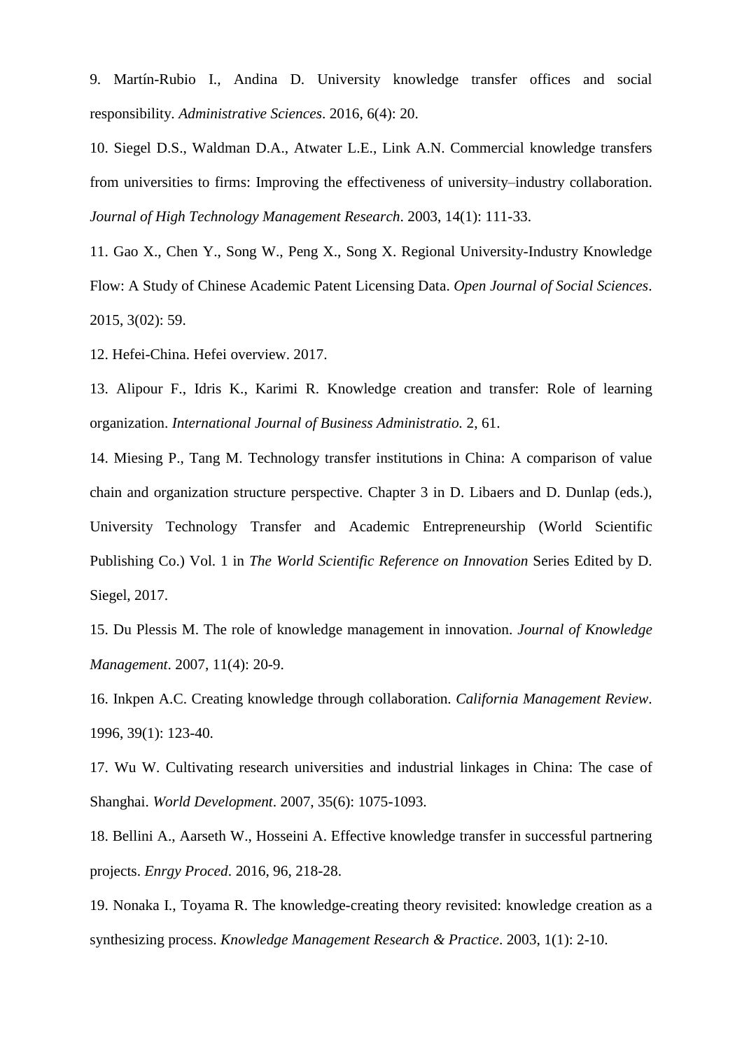9. Martín-Rubio I., Andina D. University knowledge transfer offices and social responsibility. *Administrative Sciences*. 2016, 6(4): 20.

10. Siegel D.S., Waldman D.A., Atwater L.E., Link A.N. Commercial knowledge transfers from universities to firms: Improving the effectiveness of university–industry collaboration. *Journal of High Technology Management Research*. 2003, 14(1): 111-33.

11. Gao X., Chen Y., Song W., Peng X., Song X. Regional University-Industry Knowledge Flow: A Study of Chinese Academic Patent Licensing Data. *Open Journal of Social Sciences*. 2015, 3(02): 59.

12. Hefei-China. Hefei overview. 2017.

13. Alipour F., Idris K., Karimi R. Knowledge creation and transfer: Role of learning organization. *International Journal of Business Administratio.* 2, 61.

14. Miesing P., Tang M. Technology transfer institutions in China: A comparison of value chain and organization structure perspective. Chapter 3 in D. Libaers and D. Dunlap (eds.), University Technology Transfer and Academic Entrepreneurship (World Scientific Publishing Co.) Vol. 1 in *The World Scientific Reference on Innovation* Series Edited by D. Siegel, 2017.

15. Du Plessis M. The role of knowledge management in innovation. *Journal of Knowledge Management*. 2007, 11(4): 20-9.

16. Inkpen A.C. Creating knowledge through collaboration. *California Management Review*. 1996, 39(1): 123-40.

17. Wu W. Cultivating research universities and industrial linkages in China: The case of Shanghai. *World Development*. 2007, 35(6): 1075-1093.

18. Bellini A., Aarseth W., Hosseini A. Effective knowledge transfer in successful partnering projects. *Enrgy Proced*. 2016, 96, 218-28.

19. Nonaka I., Toyama R. The knowledge-creating theory revisited: knowledge creation as a synthesizing process. *Knowledge Management Research & Practice*. 2003, 1(1): 2-10.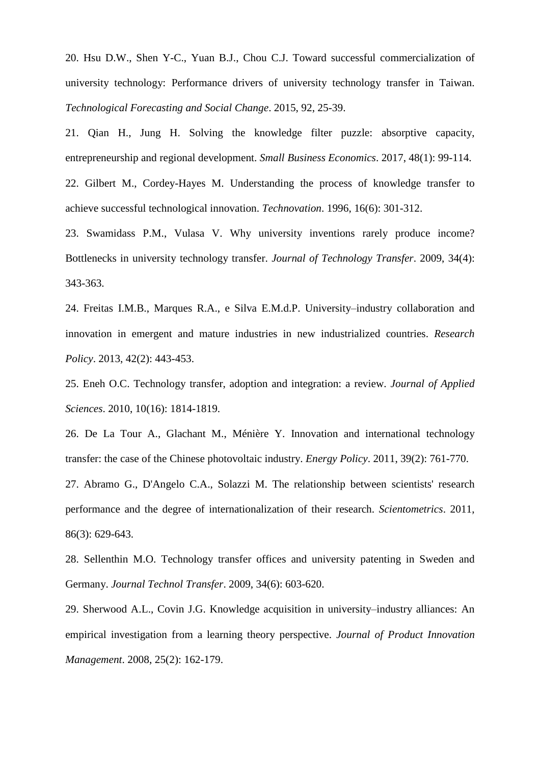20. Hsu D.W., Shen Y-C., Yuan B.J., Chou C.J. Toward successful commercialization of university technology: Performance drivers of university technology transfer in Taiwan. *Technological Forecasting and Social Change*. 2015, 92, 25-39.

21. Qian H., Jung H. Solving the knowledge filter puzzle: absorptive capacity, entrepreneurship and regional development. *Small Business Economics*. 2017, 48(1): 99-114.

22. Gilbert M., Cordey-Hayes M. Understanding the process of knowledge transfer to achieve successful technological innovation. *Technovation*. 1996, 16(6): 301-312.

23. Swamidass P.M., Vulasa V. Why university inventions rarely produce income? Bottlenecks in university technology transfer. *Journal of Technology Transfer*. 2009, 34(4): 343-363.

24. Freitas I.M.B., Marques R.A., e Silva E.M.d.P. University–industry collaboration and innovation in emergent and mature industries in new industrialized countries. *Research Policy*. 2013, 42(2): 443-453.

25. Eneh O.C. Technology transfer, adoption and integration: a review. *Journal of Applied Sciences*. 2010, 10(16): 1814-1819.

26. De La Tour A., Glachant M., Ménière Y. Innovation and international technology transfer: the case of the Chinese photovoltaic industry. *Energy Policy*. 2011, 39(2): 761-770.

27. Abramo G., D'Angelo C.A., Solazzi M. The relationship between scientists' research performance and the degree of internationalization of their research. *Scientometrics*. 2011, 86(3): 629-643.

28. Sellenthin M.O. Technology transfer offices and university patenting in Sweden and Germany. *Journal Technol Transfer*. 2009, 34(6): 603-620.

29. Sherwood A.L., Covin J.G. Knowledge acquisition in university–industry alliances: An empirical investigation from a learning theory perspective. *Journal of Product Innovation Management*. 2008, 25(2): 162-179.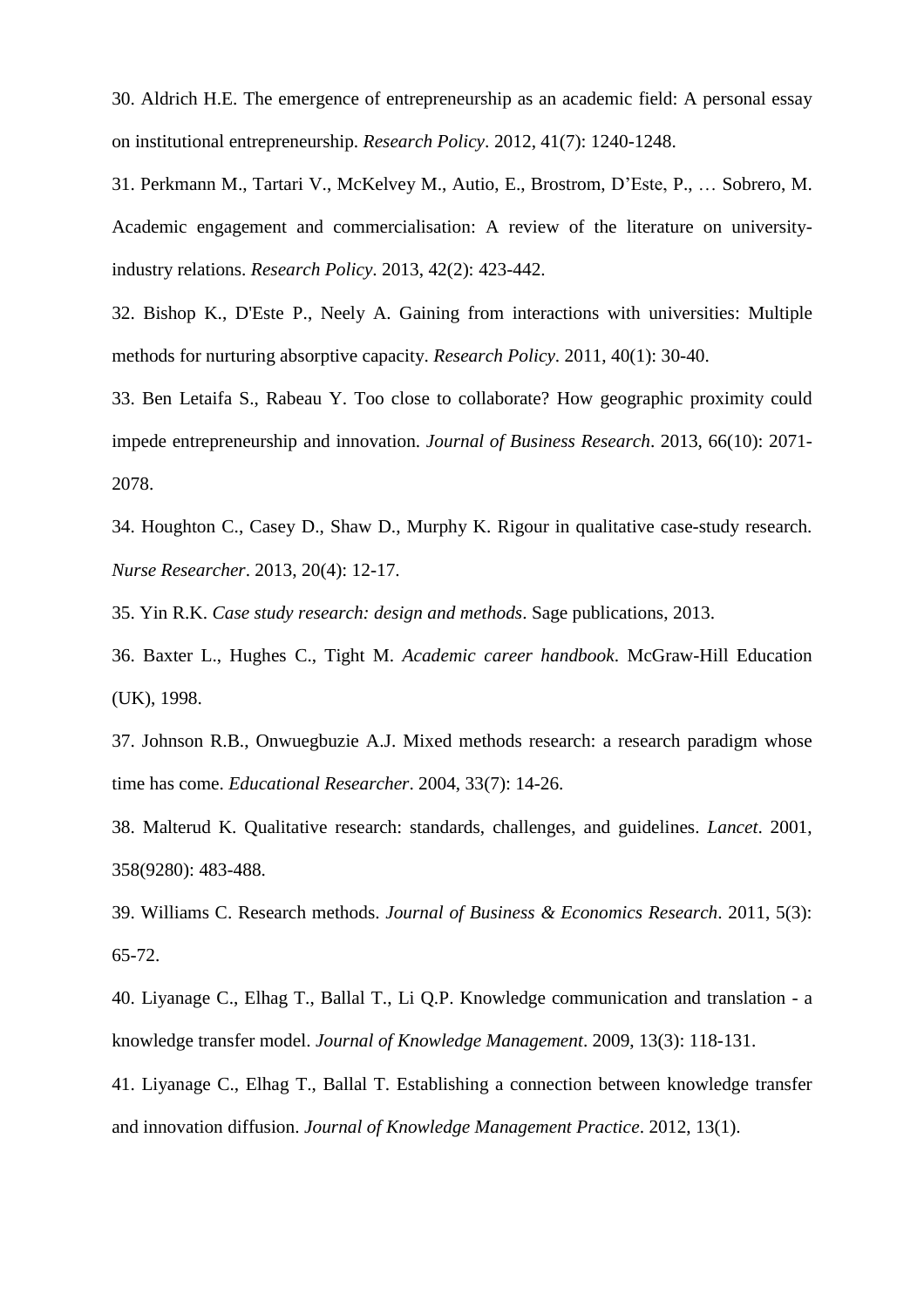30. Aldrich H.E. The emergence of entrepreneurship as an academic field: A personal essay on institutional entrepreneurship. *Research Policy*. 2012, 41(7): 1240-1248.

31. Perkmann M., Tartari V., McKelvey M., Autio, E., Brostrom, D'Este, P., … Sobrero, M. Academic engagement and commercialisation: A review of the literature on university-industry relations. *Research Policy*. 2013, 42(2): 423-442.

32. Bishop K., D'Este P., Neely A. Gaining from interactions with universities: Multiple methods for nurturing absorptive capacity. *Research Policy*. 2011, 40(1): 30-40.

33. Ben Letaifa S., Rabeau Y. Too close to collaborate? How geographic proximity could impede entrepreneurship and innovation. *Journal of Business Research*. 2013, 66(10): 2071-2078.

34. Houghton C., Casey D., Shaw D., Murphy K. Rigour in qualitative case-study research. *Nurse Researcher*. 2013, 20(4): 12-17.

35. Yin R.K. *Case study research: design and methods*. Sage publications, 2013.

36. Baxter L., Hughes C., Tight M. *Academic career handbook*. McGraw-Hill Education (UK), 1998.

37. Johnson R.B., Onwuegbuzie A.J. Mixed methods research: a research paradigm whose time has come. *Educational Researcher*. 2004, 33(7): 14-26.

38. Malterud K. Qualitative research: standards, challenges, and guidelines. *Lancet*. 2001, 358(9280): 483-488.

39. Williams C. Research methods. *Journal of Business & Economics Research*. 2011, 5(3): 65-72.

40. Liyanage C., Elhag T., Ballal T., Li Q.P. Knowledge communication and translation - a knowledge transfer model. *Journal of Knowledge Management*. 2009, 13(3): 118-131.

41. Liyanage C., Elhag T., Ballal T. Establishing a connection between knowledge transfer and innovation diffusion. *Journal of Knowledge Management Practice*. 2012, 13(1).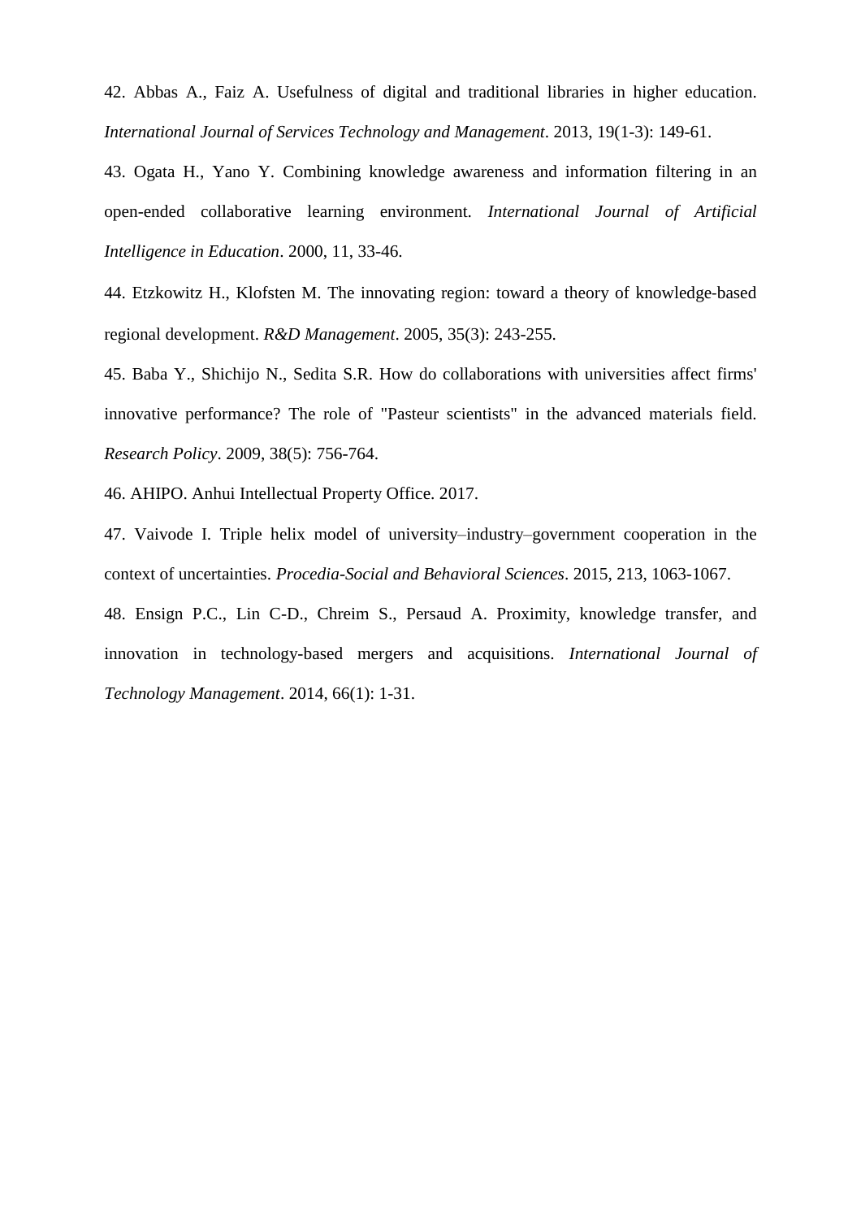42. Abbas A., Faiz A. Usefulness of digital and traditional libraries in higher education. *International Journal of Services Technology and Management*. 2013, 19(1-3): 149-61.

43. Ogata H., Yano Y. Combining knowledge awareness and information filtering in an open-ended collaborative learning environment. *International Journal of Artificial Intelligence in Education*. 2000, 11, 33-46.

44. Etzkowitz H., Klofsten M. The innovating region: toward a theory of knowledge-based regional development. *R&D Management*. 2005, 35(3): 243-255.

45. Baba Y., Shichijo N., Sedita S.R. How do collaborations with universities affect firms' innovative performance? The role of "Pasteur scientists" in the advanced materials field. *Research Policy*. 2009, 38(5): 756-764.

46. AHIPO. Anhui Intellectual Property Office. 2017.

47. Vaivode I. Triple helix model of university–industry–government cooperation in the context of uncertainties. *Procedia-Social and Behavioral Sciences*. 2015, 213, 1063-1067.

48. Ensign P.C., Lin C-D., Chreim S., Persaud A. Proximity, knowledge transfer, and innovation in technology-based mergers and acquisitions. *International Journal of Technology Management*. 2014, 66(1): 1-31.